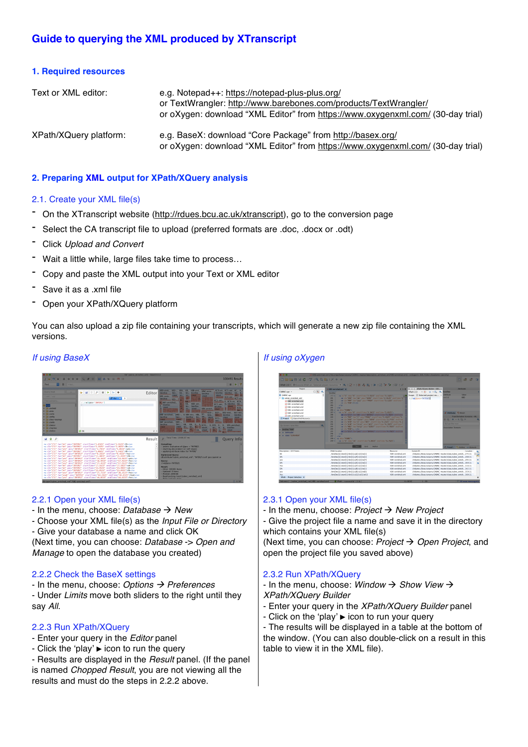# Guide to querying the XML produced by XTranscript

## 1. Required resources

Text or XML editor: e.g. Notepad++: https://notepad-plus-plus.org/
or TextWrangler: http://www.barebones.com/products/TextWrangler/
or oXygen: download "XML Editor" from https://www.oxygenxml.com/ (30-day trial)

XPath/XQuery platform: e.g. BaseX: download "Core Package" from http://basex.org/
or oXygen: download "XML Editor" from https://www.oxygenxml.com/ (30-day trial)

## 2. Preparing XML output for XPath/XQuery analysis

### 2.1. Create your XML file(s)

- On the XTranscript website (http://rdues.bcu.ac.uk/xtranscript), go to the conversion page
- Select the CA transcript file to upload (preferred formats are .doc, .docx or .odt)
- Click *Upload and Convert*
- Wait a little while, large files take time to process…
- Copy and paste the XML output into your Text or XML editor
- Save it as a .xml file
- Open your XPath/XQuery platform

You can also upload a zip file containing your transcripts, which will generate a new zip file containing the XML versions.

*If using BaseX*

#### 2.2.1 Open your XML file(s)

- In the menu, choose: *Database* → *New*
- Choose your XML file(s) as the *Input File or Directory*
- Give your database a name and click OK

(Next time, you can choose: *Database* -> *Open and Manage* to open the database you created)

#### 2.2.2 Check the BaseX settings

- In the menu, choose: *Options* → *Preferences*
- Under *Limits* move both sliders to the right until they say *All*.

#### 2.2.3 Run XPath/XQuery

- Enter your query in the *Editor* panel
- Click the 'play' ► icon to run the query
- Results are displayed in the *Result* panel. (If the panel is named *Chopped Result*, you are not viewing all the results and must do the steps in 2.2.2 above.

*If using oXygen*

#### 2.3.1 Open your XML file(s)

- In the menu, choose: *Project* → *New Project*
- Give the project file a name and save it in the directory which contains your XML file(s)

(Next time, you can choose: *Project* → *Open Project*, and open the project file you saved above)

#### 2.3.2 Run XPath/XQuery

- In the menu, choose: *Window* → *Show View* → *XPath/XQuery Builder*
- Enter your query in the *XPath/XQuery Builder* panel
- Click on the 'play' ► icon to run your query
- The results will be displayed in a table at the bottom of the window. (You can also double-click on a result in this table to view it in the XML file).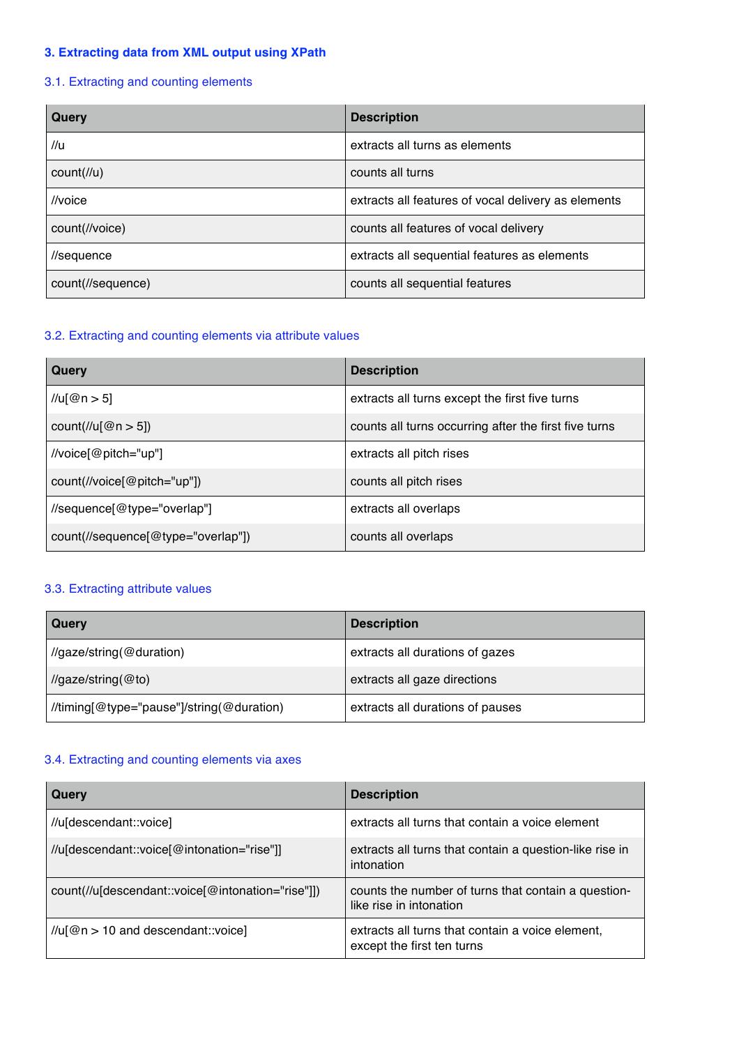## 3. Extracting data from XML output using XPath

### 3.1. Extracting and counting elements

| Query | Description |
| --- | --- |
| //u | extracts all turns as elements |
| count(//u) | counts all turns |
| //voice | extracts all features of vocal delivery as elements |
| count(//voice) | counts all features of vocal delivery |
| //sequence | extracts all sequential features as elements |
| count(//sequence) | counts all sequential features |

### 3.2. Extracting and counting elements via attribute values

| Query | Description |
| --- | --- |
| //u[@n > 5] | extracts all turns except the first five turns |
| count(//u[@n > 5]) | counts all turns occurring after the first five turns |
| //voice[@pitch="up"] | extracts all pitch rises |
| count(//voice[@pitch="up"]) | counts all pitch rises |
| //sequence[@type="overlap"] | extracts all overlaps |
| count(//sequence[@type="overlap"]) | counts all overlaps |

### 3.3. Extracting attribute values

| Query | Description |
| --- | --- |
| //gaze/string(@duration) | extracts all durations of gazes |
| //gaze/string(@to) | extracts all gaze directions |
| //timing[@type="pause"]/string(@duration) | extracts all durations of pauses |

### 3.4. Extracting and counting elements via axes

| Query | Description |
| --- | --- |
| //u[descendant::voice] | extracts all turns that contain a voice element |
| //u[descendant::voice[@intonation="rise"]] | extracts all turns that contain a question-like rise in intonation |
| count(//u[descendant::voice[@intonation="rise"]]) | counts the number of turns that contain a question-like rise in intonation |
| //u[@n > 10 and descendant::voice] | extracts all turns that contain a voice element, except the first ten turns |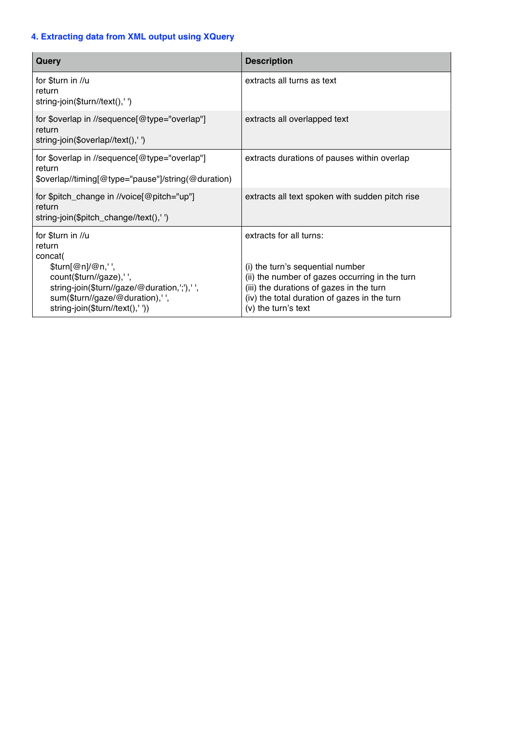### 4. Extracting data from XML output using XQuery

| Query | Description |
|---|---|
| for $turn in //u<br>return<br>string-join($turn//text(),' ') | extracts all turns as text |
| for $overlap in //sequence[@type="overlap"]<br>return<br>string-join($overlap//text(),' ') | extracts all overlapped text |
| for $overlap in //sequence[@type="overlap"]<br>return<br>$overlap//timing[@type="pause"]/string(@duration) | extracts durations of pauses within overlap |
| for $pitch_change in //voice[@pitch="up"]<br>return<br>string-join($pitch_change//text(),' ') | extracts all text spoken with sudden pitch rise |
| for $turn in //u<br>return<br>concat(<br>    $turn[@n]/@n,' ',<br>    count($turn//gaze),' ',<br>    string-join($turn//gaze/@duration,';'),' ',<br>    sum($turn//gaze/@duration),' ',<br>    string-join($turn//text(),' ')) | extracts for all turns:<br><br>(i) the turn's sequential number<br>(ii) the number of gazes occurring in the turn<br>(iii) the durations of gazes in the turn<br>(iv) the total duration of gazes in the turn<br>(v) the turn's text |